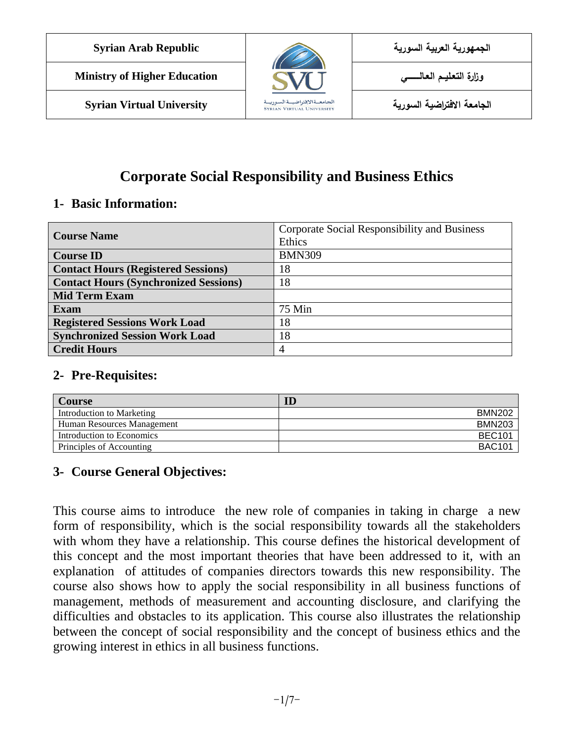| Syrian Arab Republic | | الجمهورية العربية السورية |
|---|---|---|
| Ministry of Higher Education | | وزارة التعليم العالـــــي |
| Syrian Virtual University | | الجامعة الافتراضية السورية |

# Corporate Social Responsibility and Business Ethics

## 1- Basic Information:

| **Course Name** | Corporate Social Responsibility and Business Ethics |
|---|---|
| **Course ID** | BMN309 |
| **Contact Hours (Registered Sessions)** | 18 |
| **Contact Hours (Synchronized Sessions)** | 18 |
| **Mid Term Exam** | |
| **Exam** | 75 Min |
| **Registered Sessions Work Load** | 18 |
| **Synchronized Session Work Load** | 18 |
| **Credit Hours** | 4 |

## 2- Pre-Requisites:

| Course | ID |
|---|---|
| Introduction to Marketing | BMN202 |
| Human Resources Management | BMN203 |
| Introduction to Economics | BEC101 |
| Principles of Accounting | BAC101 |

## 3- Course General Objectives:

This course aims to introduce the new role of companies in taking in charge a new form of responsibility, which is the social responsibility towards all the stakeholders with whom they have a relationship. This course defines the historical development of this concept and the most important theories that have been addressed to it, with an explanation of attitudes of companies directors towards this new responsibility. The course also shows how to apply the social responsibility in all business functions of management, methods of measurement and accounting disclosure, and clarifying the difficulties and obstacles to its application. This course also illustrates the relationship between the concept of social responsibility and the concept of business ethics and the growing interest in ethics in all business functions.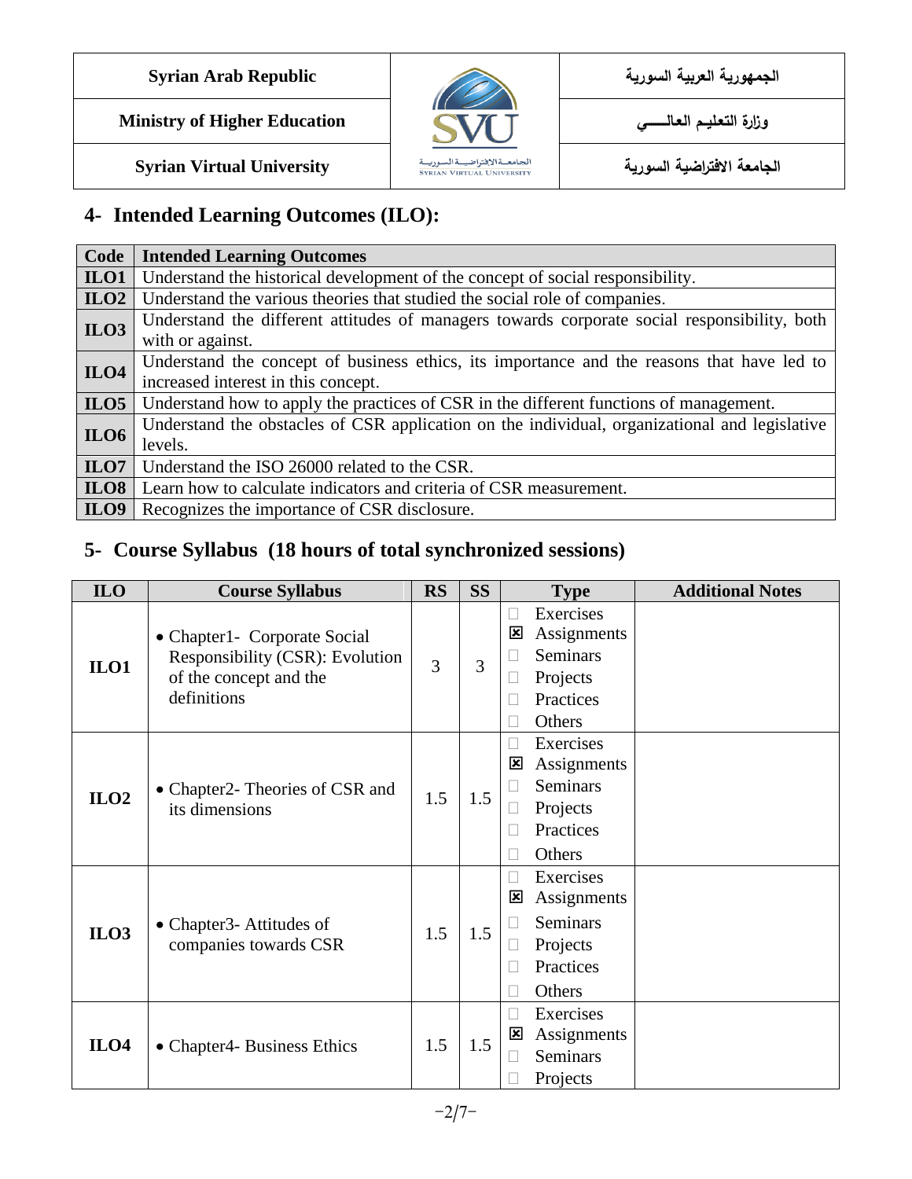## 4- Intended Learning Outcomes (ILO):

| Code | Intended Learning Outcomes |
|---|---|
| ILO1 | Understand the historical development of the concept of social responsibility. |
| ILO2 | Understand the various theories that studied the social role of companies. |
| ILO3 | Understand the different attitudes of managers towards corporate social responsibility, both with or against. |
| ILO4 | Understand the concept of business ethics, its importance and the reasons that have led to increased interest in this concept. |
| ILO5 | Understand how to apply the practices of CSR in the different functions of management. |
| ILO6 | Understand the obstacles of CSR application on the individual, organizational and legislative levels. |
| ILO7 | Understand the ISO 26000 related to the CSR. |
| ILO8 | Learn how to calculate indicators and criteria of CSR measurement. |
| ILO9 | Recognizes the importance of CSR disclosure. |

## 5- Course Syllabus (18 hours of total synchronized sessions)

| ILO | Course Syllabus | RS | SS | Type | Additional Notes |
|---|---|---|---|---|---|
| ILO1 | • Chapter1- Corporate Social Responsibility (CSR): Evolution of the concept and the definitions | 3 | 3 | ☐ Exercises<br>☒ Assignments<br>☐ Seminars<br>☐ Projects<br>☐ Practices<br>☐ Others | |
| ILO2 | • Chapter2- Theories of CSR and its dimensions | 1.5 | 1.5 | ☐ Exercises<br>☒ Assignments<br>☐ Seminars<br>☐ Projects<br>☐ Practices<br>☐ Others | |
| ILO3 | • Chapter3- Attitudes of companies towards CSR | 1.5 | 1.5 | ☐ Exercises<br>☒ Assignments<br>☐ Seminars<br>☐ Projects<br>☐ Practices<br>☐ Others | |
| ILO4 | • Chapter4- Business Ethics | 1.5 | 1.5 | ☐ Exercises<br>☒ Assignments<br>☐ Seminars<br>☐ Projects | |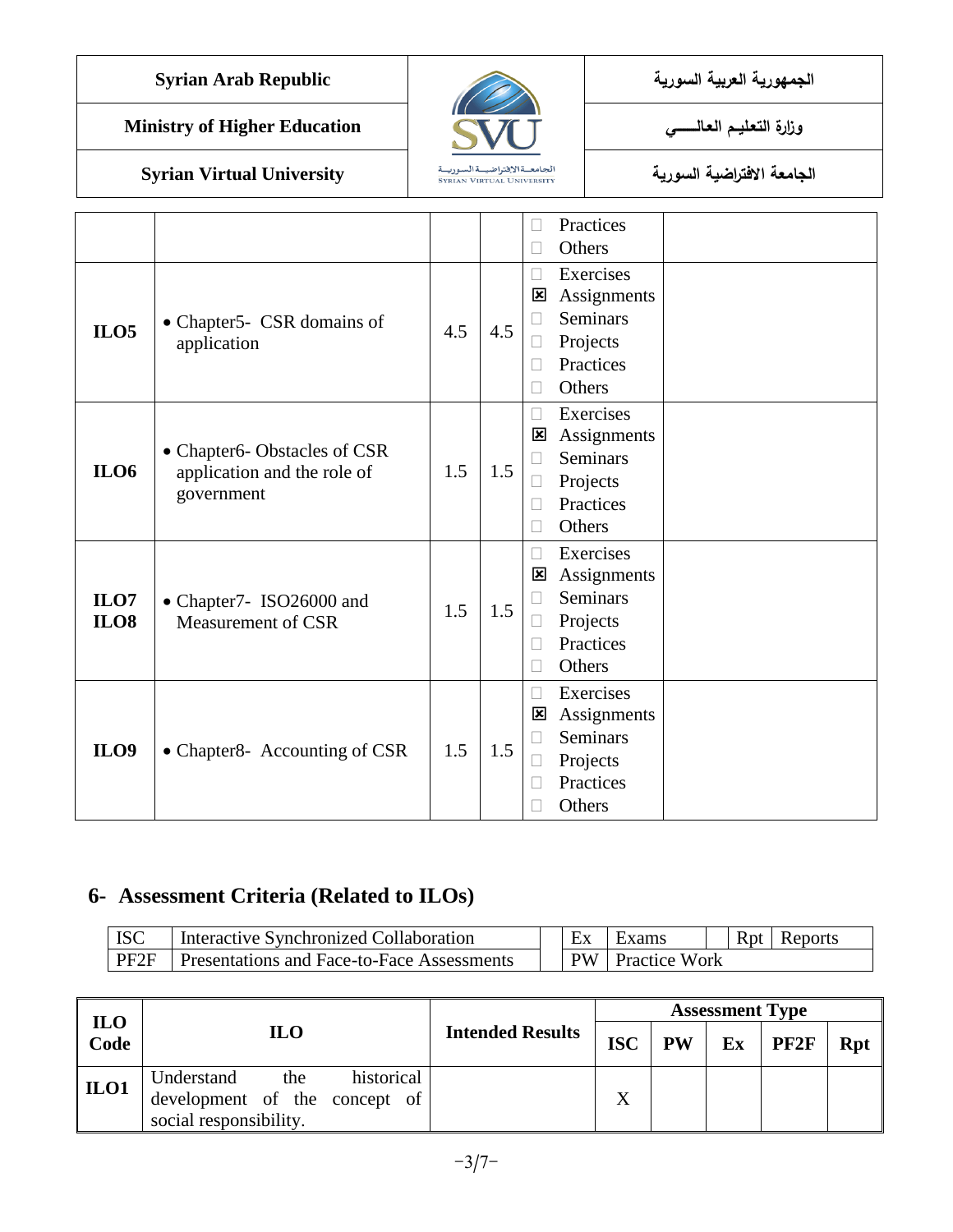| | | | | ☐ Practices<br>☐ Others | |
|---|---|---|---|---|---|
| **ILO5** | • Chapter5- CSR domains of application | 4.5 | 4.5 | ☐ Exercises<br>☒ Assignments<br>☐ Seminars<br>☐ Projects<br>☐ Practices<br>☐ Others | |
| **ILO6** | • Chapter6- Obstacles of CSR application and the role of government | 1.5 | 1.5 | ☐ Exercises<br>☒ Assignments<br>☐ Seminars<br>☐ Projects<br>☐ Practices<br>☐ Others | |
| **ILO7**<br>**ILO8** | • Chapter7- ISO26000 and Measurement of CSR | 1.5 | 1.5 | ☐ Exercises<br>☒ Assignments<br>☐ Seminars<br>☐ Projects<br>☐ Practices<br>☐ Others | |
| **ILO9** | • Chapter8- Accounting of CSR | 1.5 | 1.5 | ☐ Exercises<br>☒ Assignments<br>☐ Seminars<br>☐ Projects<br>☐ Practices<br>☐ Others | |

## 6- Assessment Criteria (Related to ILOs)

| ISC | Interactive Synchronized Collaboration | | Ex | Exams | | Rpt | Reports |
|---|---|---|---|---|---|---|---|
| PF2F | Presentations and Face-to-Face Assessments | | PW | Practice Work | | | |

| ILO Code | ILO | Intended Results | Assessment Type | | | | |
|---|---|---|---|---|---|---|---|
| | | | **ISC** | **PW** | **Ex** | **PF2F** | **Rpt** |
| **ILO1** | Understand the historical development of the concept of social responsibility. | | X | | | | |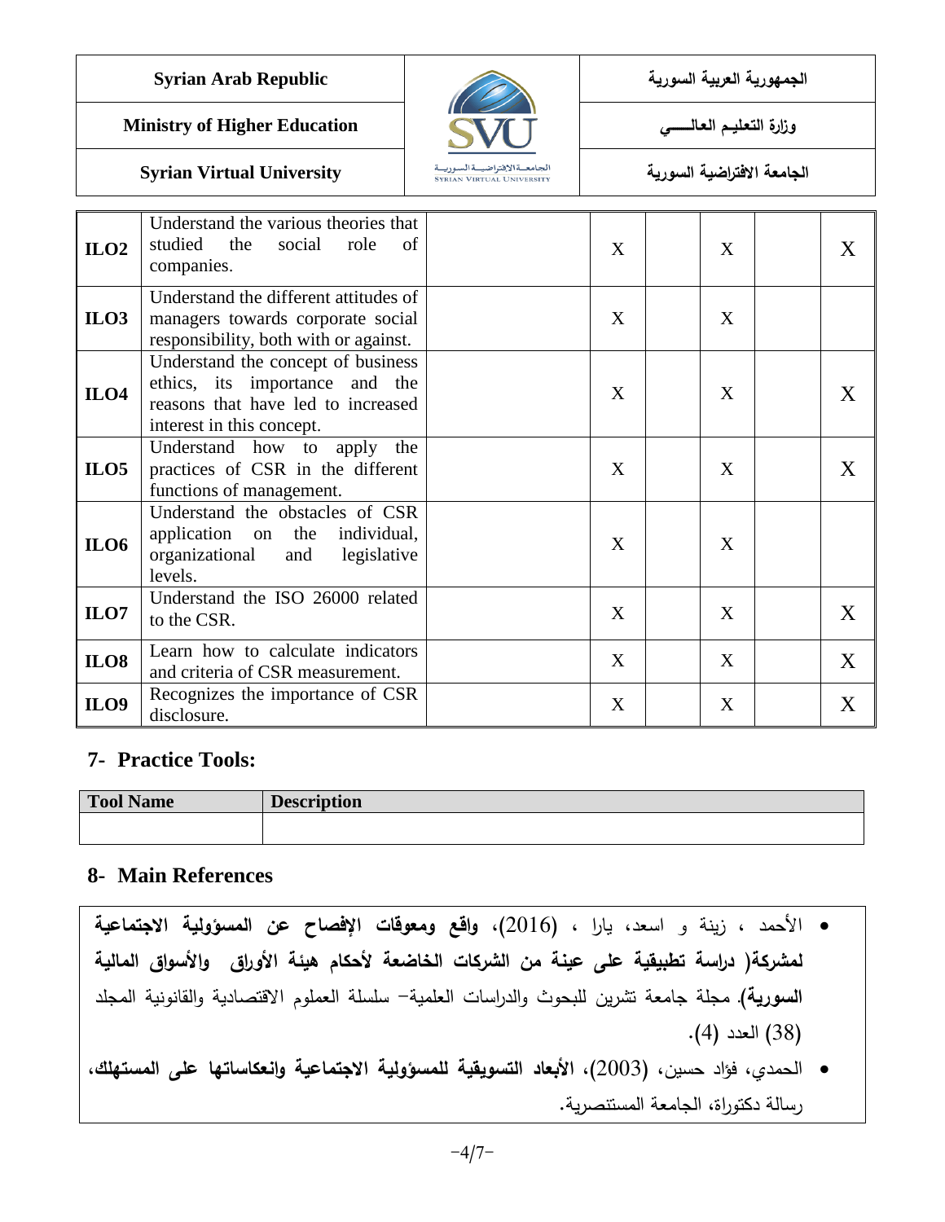| | | | | | | | |
|---|---|---|---|---|---|---|---|
| **ILO2** | Understand the various theories that studied the social role of companies. | | X | | X | | X |
| **ILO3** | Understand the different attitudes of managers towards corporate social responsibility, both with or against. | | X | | X | | |
| **ILO4** | Understand the concept of business ethics, its importance and the reasons that have led to increased interest in this concept. | | X | | X | | X |
| **ILO5** | Understand how to apply the practices of CSR in the different functions of management. | | X | | X | | X |
| **ILO6** | Understand the obstacles of CSR application on the individual, organizational and legislative levels. | | X | | X | | |
| **ILO7** | Understand the ISO 26000 related to the CSR. | | X | | X | | X |
| **ILO8** | Learn how to calculate indicators and criteria of CSR measurement. | | X | | X | | X |
| **ILO9** | Recognizes the importance of CSR disclosure. | | X | | X | | X |

## 7- Practice Tools:

| Tool Name | Description |
|---|---|
| | |

## 8- Main References

- الأحمد ، زينة و اسعد، يارا ، (2016)، **واقع ومعوقات الإفصاح عن المسؤولية الاجتماعية لمشركة( دراسة تطبيقية على عينة من الشركات الخاضعة لأحكام هيئة الأوراق والأسواق المالية السورية)**. مجلة جامعة تشرين للبحوث والدراسات العلمية– سلسلة العلوم الاقتصادية والقانونية المجلد (38) العدد (4).
- الحمدي، فؤاد حسين، (2003)، **الأبعاد التسويقية للمسؤولية الاجتماعية وانعكاساتها على المستهلك**، رسالة دكتوراة، الجامعة المستنصرية.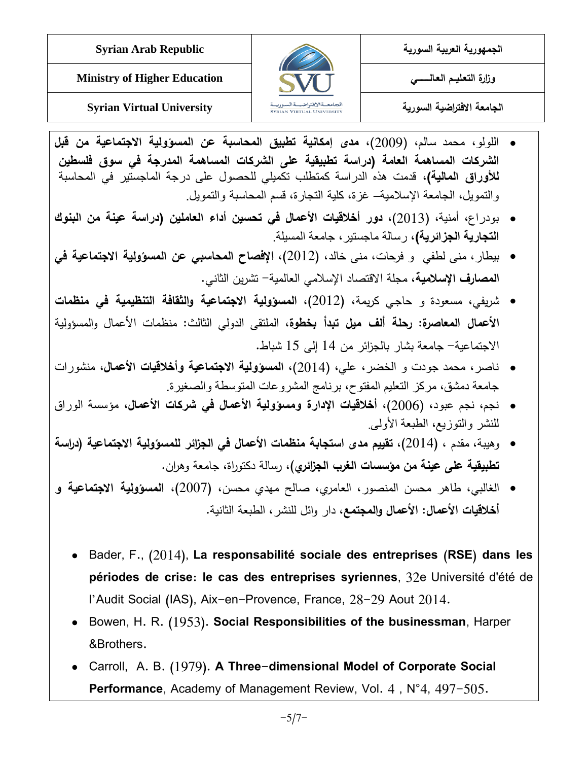- اللولو، محمد سالم، (2009)، **مدى إمكانية تطبيق المحاسبة عن المسؤولية الاجتماعية من قبل الشركات المساهمة العامة (دراسة تطبيقية على الشركات المساهمة المدرجة في سوق فلسطين للأوراق المالية)**، قدمت هذه الدراسة كمتطلب تكميلي للحصول على درجة الماجستير في المحاسبة والتمويل، الجامعة الإسلامية– غزة، كلية التجارة، قسم المحاسبة والتمويل.
- بودراع، أمنية، (2013)، **دور أخلاقيات الأعمال في تحسين أداء العاملين (دراسة عينة من البنوك التجارية الجزائرية)**، رسالة ماجستير، جامعة المسيلة.
- بيطار، منى لطفي و فرحات، منى خالد، (2012)، **الإفصاح المحاسبي عن المسؤولية الاجتماعية في المصارف الإسلامية**، مجلة الاقتصاد الإسلامي العالمية– تشرين الثاني.
- شريفي، مسعودة و حاجي كريمة، (2012)، **المسؤولية الاجتماعية والثقافة التنظيمية في منظمات الأعمال المعاصرة: رحلة ألف ميل تبدأ بخطوة**، الملتقى الدولي الثالث: منظمات الأعمال والمسؤولية الاجتماعية– جامعة بشار بالجزائر من 14 إلى 15 شباط.
- ناصر، محمد جودت و الخضر، علي، (2014)، **المسؤولية الاجتماعية وأخلاقيات الأعمال**، منشورات جامعة دمشق، مركز التعليم المفتوح، برنامج المشروعات المتوسطة والصغيرة.
- نجم، نجم عبود، (2006)، **أخلاقيات الإدارة ومسؤولية الأعمال في شركات الأعمال**، مؤسسة الوراق للنشر والتوزيع، الطبعة الأولى.
- وهيبة، مقدم ، (2014)، **تقييم مدى استجابة منظمات الأعمال في الجزائر للمسؤولية الاجتماعية (دراسة تطبيقية على عينة من مؤسسات الغرب الجزائري)**، رسالة دكتوراة، جامعة وهران.
- الغالبي، طاهر محسن المنصور، العامري، صالح مهدي محسن، (2007)، **المسؤولية الاجتماعية و أخلاقيات الأعمال: الأعمال والمجتمع**، دار وائل للنشر، الطبعة الثانية.

- Bader, F., (2014), **La responsabilité sociale des entreprises (RSE) dans les périodes de crise: le cas des entreprises syriennes**, 32e Université d'été de l'Audit Social (IAS), Aix-en-Provence, France, 28-29 Aout 2014.
- Bowen, H. R. (1953). **Social Responsibilities of the businessman**, Harper &Brothers.
- Carroll, A. B. (1979). **A Three-dimensional Model of Corporate Social Performance**, Academy of Management Review, Vol. 4 , N°4, 497-505.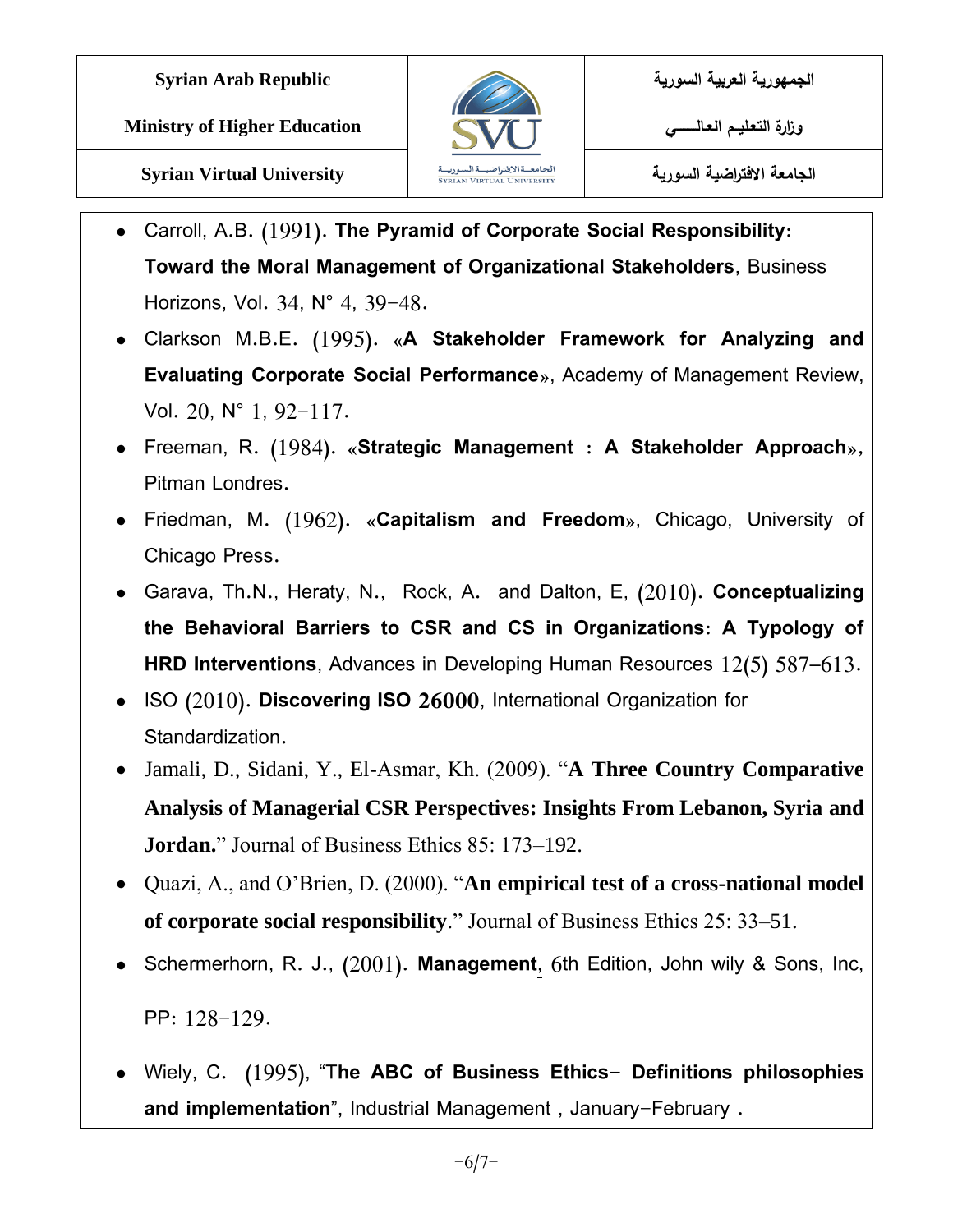- Carroll, A.B. (1991). **The Pyramid of Corporate Social Responsibility: Toward the Moral Management of Organizational Stakeholders**, Business Horizons, Vol. 34, N° 4, 39-48.
- Clarkson M.B.E. (1995). «**A Stakeholder Framework for Analyzing and Evaluating Corporate Social Performance**», Academy of Management Review, Vol. 20, N° 1, 92-117.
- Freeman, R. (1984). «**Strategic Management : A Stakeholder Approach**», Pitman Londres.
- Friedman, M. (1962). «**Capitalism and Freedom**», Chicago, University of Chicago Press.
- Garava, Th.N., Heraty, N., Rock, A. and Dalton, E, (2010). **Conceptualizing the Behavioral Barriers to CSR and CS in Organizations: A Typology of HRD Interventions**, Advances in Developing Human Resources 12(5) 587–613.
- ISO (2010). **Discovering ISO 26000**, International Organization for Standardization.
- Jamali, D., Sidani, Y., El-Asmar, Kh. (2009). "**A Three Country Comparative Analysis of Managerial CSR Perspectives: Insights From Lebanon, Syria and Jordan.**" Journal of Business Ethics 85: 173–192.
- Quazi, A., and O'Brien, D. (2000). "**An empirical test of a cross-national model of corporate social responsibility**." Journal of Business Ethics 25: 33–51.
- Schermerhorn, R. J., (2001). **Management**, 6th Edition, John wily & Sons, Inc, PP: 128-129.
- Wiely, C. (1995), "T**he ABC of Business Ethics- Definitions philosophies and implementation**", Industrial Management , January-February .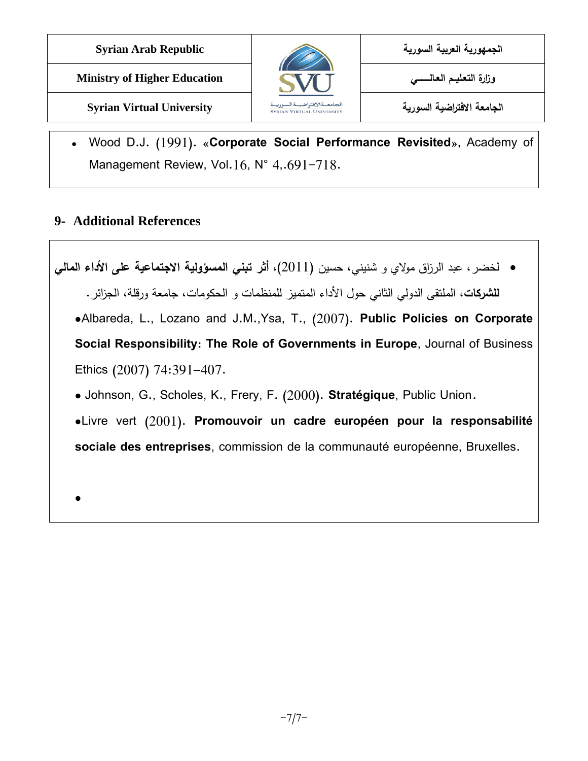- Wood D.J. (1991). «**Corporate Social Performance Revisited**», Academy of Management Review, Vol.16, N° 4,.691-718.

## 9- Additional References

- لخضر، عبد الرزاق مولاي و شنيني، حسين (2011)، **أثر تبني المسؤولية الاجتماعية على الأداء المالي للشركات**، الملتقى الدولي الثاني حول الأداء المتميز للمنظمات و الحكومات، جامعة ورقلة، الجزائر.
- Albareda, L., Lozano and J.M.,Ysa, T., (2007). **Public Policies on Corporate Social Responsibility: The Role of Governments in Europe**, Journal of Business Ethics (2007) 74:391–407.
- Johnson, G., Scholes, K., Frery, F. (2000). **Stratégique**, Public Union.
- Livre vert (2001). **Promouvoir un cadre européen pour la responsabilité sociale des entreprises**, commission de la communauté européenne, Bruxelles.